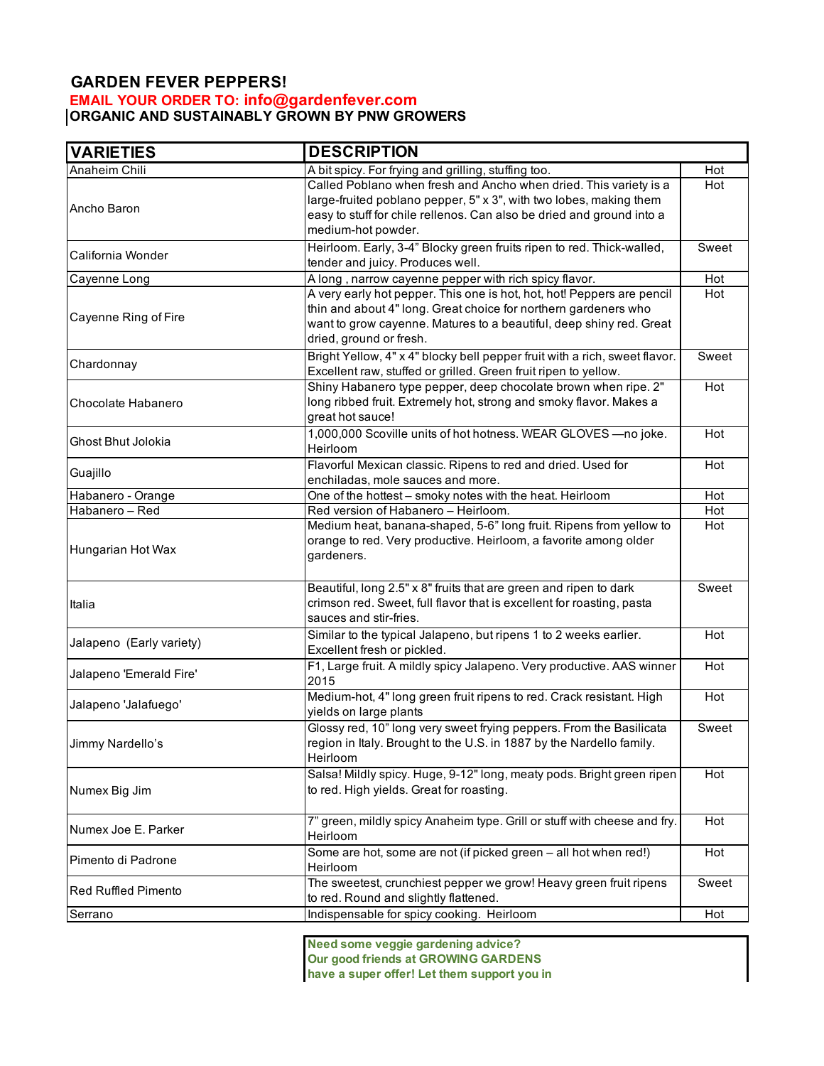# GARDEN FEVER PEPPERS!

**EMAIL YOUR ORDER TO: info@gardenfever.com**

**ORGANIC AND SUSTAINABLY GROWN BY PNW GROWERS**

| VARIETIES | DESCRIPTION | |
|---|---|---|
| Anaheim Chili | A bit spicy. For frying and grilling, stuffing too. | Hot |
| Ancho Baron | Called Poblano when fresh and Ancho when dried. This variety is a large-fruited poblano pepper, 5" x 3", with two lobes, making them easy to stuff for chile rellenos. Can also be dried and ground into a medium-hot powder. | Hot |
| California Wonder | Heirloom. Early, 3-4" Blocky green fruits ripen to red. Thick-walled, tender and juicy. Produces well. | Sweet |
| Cayenne Long | A long , narrow cayenne pepper with rich spicy flavor. | Hot |
| Cayenne Ring of Fire | A very early hot pepper. This one is hot, hot, hot! Peppers are pencil thin and about 4" long. Great choice for northern gardeners who want to grow cayenne. Matures to a beautiful, deep shiny red. Great dried, ground or fresh. | Hot |
| Chardonnay | Bright Yellow, 4" x 4" blocky bell pepper fruit with a rich, sweet flavor. Excellent raw, stuffed or grilled. Green fruit ripen to yellow. | Sweet |
| Chocolate Habanero | Shiny Habanero type pepper, deep chocolate brown when ripe. 2" long ribbed fruit. Extremely hot, strong and smoky flavor. Makes a great hot sauce! | Hot |
| Ghost Bhut Jolokia | 1,000,000 Scoville units of hot hotness. WEAR GLOVES —no joke. Heirloom | Hot |
| Guajillo | Flavorful Mexican classic. Ripens to red and dried. Used for enchiladas, mole sauces and more. | Hot |
| Habanero - Orange | One of the hottest – smoky notes with the heat. Heirloom | Hot |
| Habanero – Red | Red version of Habanero – Heirloom. | Hot |
| Hungarian Hot Wax | Medium heat, banana-shaped, 5-6" long fruit. Ripens from yellow to orange to red. Very productive. Heirloom, a favorite among older gardeners. | Hot |
| Italia | Beautiful, long 2.5" x 8" fruits that are green and ripen to dark crimson red. Sweet, full flavor that is excellent for roasting, pasta sauces and stir-fries. | Sweet |
| Jalapeno (Early variety) | Similar to the typical Jalapeno, but ripens 1 to 2 weeks earlier. Excellent fresh or pickled. | Hot |
| Jalapeno 'Emerald Fire' | F1, Large fruit. A mildly spicy Jalapeno. Very productive. AAS winner 2015 | Hot |
| Jalapeno 'Jalafuego' | Medium-hot, 4" long green fruit ripens to red. Crack resistant. High yields on large plants | Hot |
| Jimmy Nardello's | Glossy red, 10" long very sweet frying peppers. From the Basilicata region in Italy. Brought to the U.S. in 1887 by the Nardello family. Heirloom | Sweet |
| Numex Big Jim | Salsa! Mildly spicy. Huge, 9-12" long, meaty pods. Bright green ripen to red. High yields. Great for roasting. | Hot |
| Numex Joe E. Parker | 7" green, mildly spicy Anaheim type. Grill or stuff with cheese and fry. Heirloom | Hot |
| Pimento di Padrone | Some are hot, some are not (if picked green – all hot when red!) Heirloom | Hot |
| Red Ruffled Pimento | The sweetest, crunchiest pepper we grow! Heavy green fruit ripens to red. Round and slightly flattened. | Sweet |
| Serrano | Indispensable for spicy cooking. Heirloom | Hot |

**Need some veggie gardening advice?
Our good friends at GROWING GARDENS
have a super offer! Let them support you in**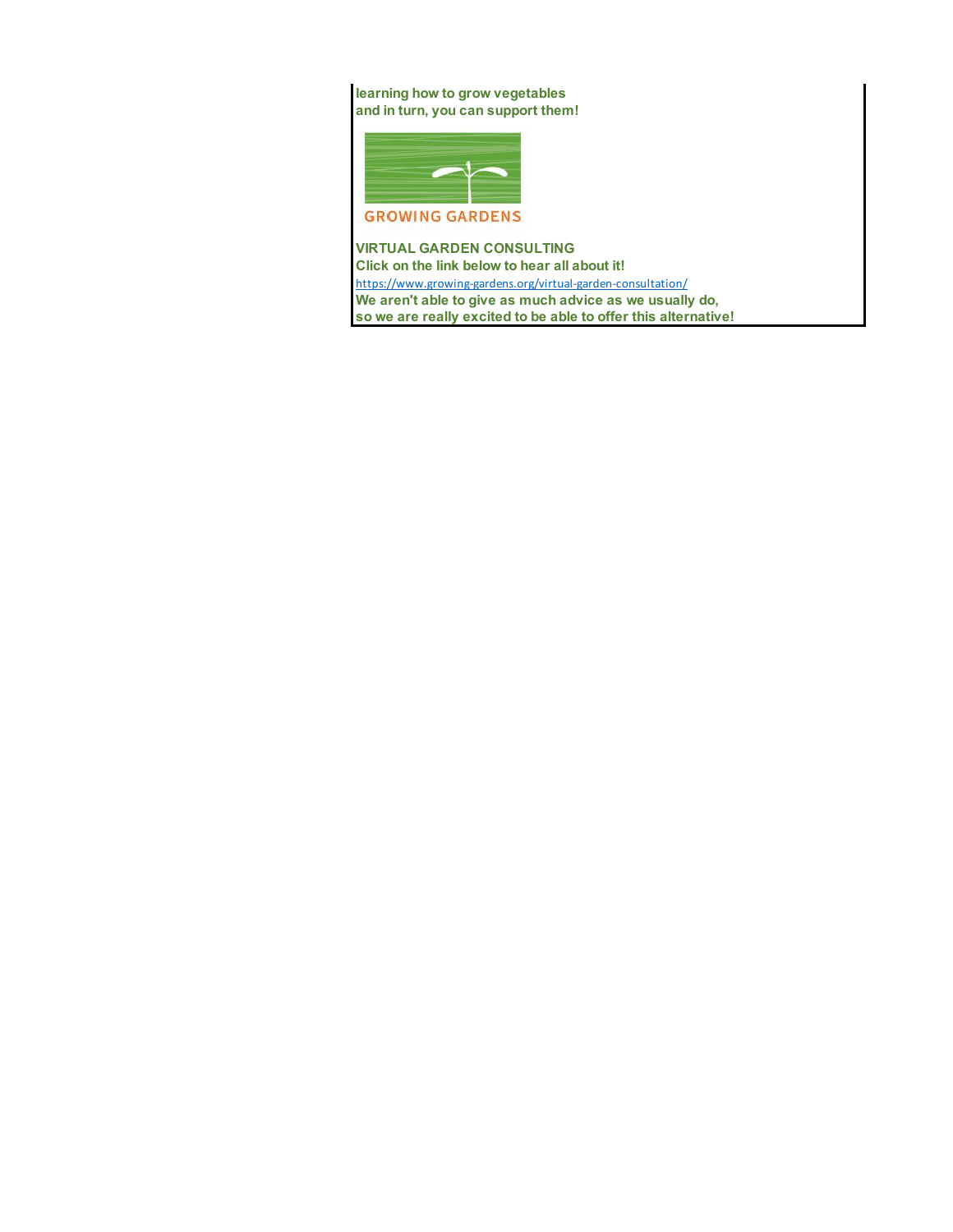**learning how to grow vegetables**
**and in turn, you can support them!**

GROWING GARDENS

**VIRTUAL GARDEN CONSULTING**
**Click on the link below to hear all about it!**
https://www.growing-gardens.org/virtual-garden-consultation/
**We aren't able to give as much advice as we usually do,**
**so we are really excited to be able to offer this alternative!**